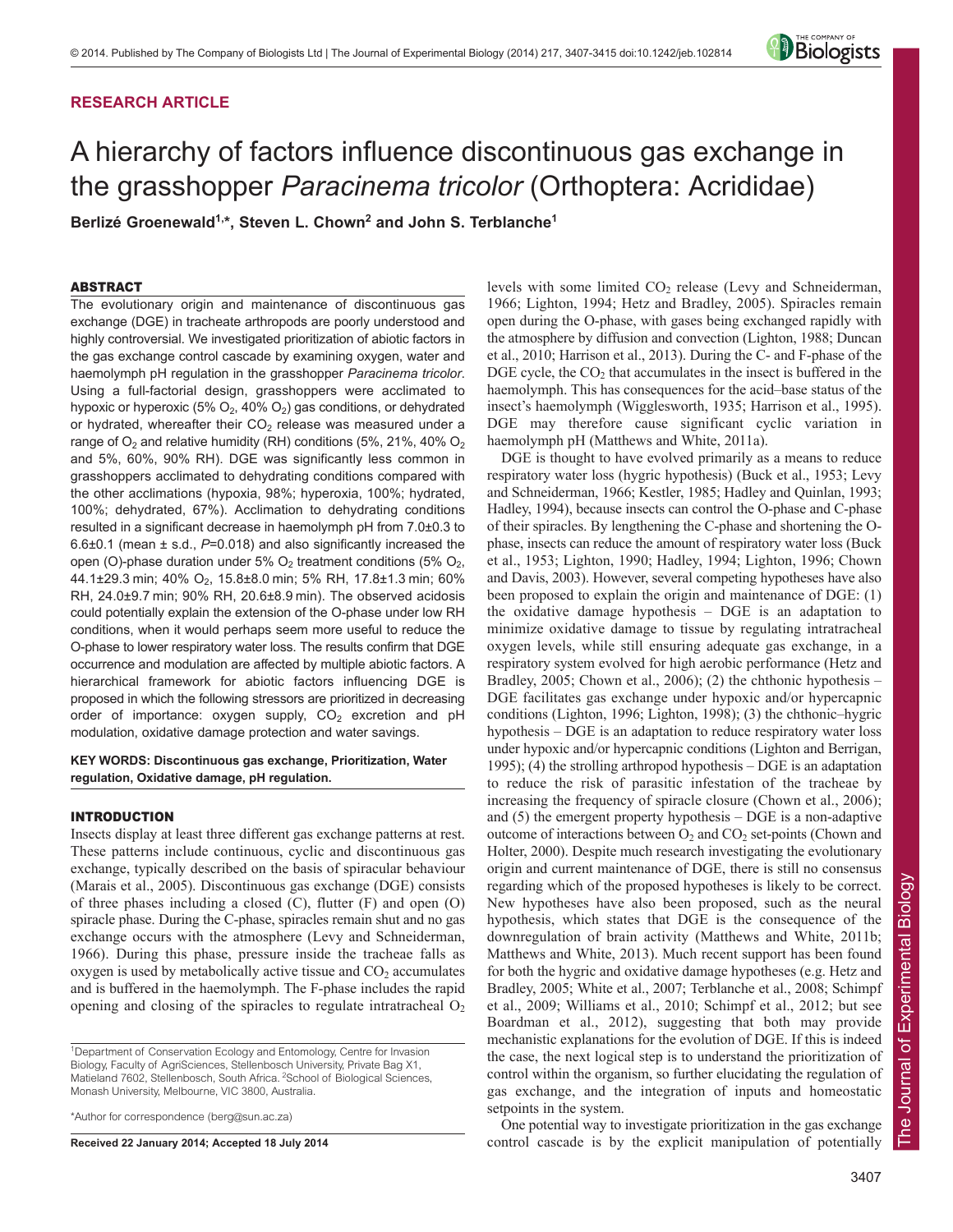## RESEARCH ARTICLE

# A hierarchy of factors influence discontinuous gas exchange in the grasshopper *Paracinema tricolor* (Orthoptera: Acrididae)

**Berlizé Groenewald[1,*], Steven L. Chown[2] and John S. Terblanche[1]**

### ABSTRACT

The evolutionary origin and maintenance of discontinuous gas exchange (DGE) in tracheate arthropods are poorly understood and highly controversial. We investigated prioritization of abiotic factors in the gas exchange control cascade by examining oxygen, water and haemolymph pH regulation in the grasshopper *Paracinema tricolor*. Using a full-factorial design, grasshoppers were acclimated to hypoxic or hyperoxic (5% $O_2$, 40% $O_2$) gas conditions, or dehydrated or hydrated, whereafter their $CO_2$ release was measured under a range of $O_2$ and relative humidity (RH) conditions (5%, 21%, 40% $O_2$ and 5%, 60%, 90% RH). DGE was significantly less common in grasshoppers acclimated to dehydrating conditions compared with the other acclimations (hypoxia, 98%; hyperoxia, 100%; hydrated, 100%; dehydrated, 67%). Acclimation to dehydrating conditions resulted in a significant decrease in haemolymph pH from 7.0±0.3 to 6.6±0.1 (mean ± s.d., $P$=0.018) and also significantly increased the open (O)-phase duration under 5% $O_2$ treatment conditions (5% $O_2$, 44.1±29.3 min; 40% $O_2$, 15.8±8.0 min; 5% RH, 17.8±1.3 min; 60% RH, 24.0±9.7 min; 90% RH, 20.6±8.9 min). The observed acidosis could potentially explain the extension of the O-phase under low RH conditions, when it would perhaps seem more useful to reduce the O-phase to lower respiratory water loss. The results confirm that DGE occurrence and modulation are affected by multiple abiotic factors. A hierarchical framework for abiotic factors influencing DGE is proposed in which the following stressors are prioritized in decreasing order of importance: oxygen supply, $CO_2$ excretion and pH modulation, oxidative damage protection and water savings.

**KEY WORDS: Discontinuous gas exchange, Prioritization, Water regulation, Oxidative damage, pH regulation.**

### INTRODUCTION

Insects display at least three different gas exchange patterns at rest. These patterns include continuous, cyclic and discontinuous gas exchange, typically described on the basis of spiracular behaviour (Marais et al., 2005). Discontinuous gas exchange (DGE) consists of three phases including a closed (C), flutter (F) and open (O) spiracle phase. During the C-phase, spiracles remain shut and no gas exchange occurs with the atmosphere (Levy and Schneiderman, 1966). During this phase, pressure inside the tracheae falls as oxygen is used by metabolically active tissue and $CO_2$ accumulates and is buffered in the haemolymph. The F-phase includes the rapid opening and closing of the spiracles to regulate intratracheal $O_2$ levels with some limited $CO_2$ release (Levy and Schneiderman, 1966; Lighton, 1994; Hetz and Bradley, 2005). Spiracles remain open during the O-phase, with gases being exchanged rapidly with the atmosphere by diffusion and convection (Lighton, 1988; Duncan et al., 2010; Harrison et al., 2013). During the C- and F-phase of the DGE cycle, the $CO_2$ that accumulates in the insect is buffered in the haemolymph. This has consequences for the acid–base status of the insect's haemolymph (Wigglesworth, 1935; Harrison et al., 1995). DGE may therefore cause significant cyclic variation in haemolymph pH (Matthews and White, 2011a).

DGE is thought to have evolved primarily as a means to reduce respiratory water loss (hygric hypothesis) (Buck et al., 1953; Levy and Schneiderman, 1966; Kestler, 1985; Hadley and Quinlan, 1993; Hadley, 1994), because insects can control the O-phase and C-phase of their spiracles. By lengthening the C-phase and shortening the O-phase, insects can reduce the amount of respiratory water loss (Buck et al., 1953; Lighton, 1990; Hadley, 1994; Lighton, 1996; Chown and Davis, 2003). However, several competing hypotheses have also been proposed to explain the origin and maintenance of DGE: (1) the oxidative damage hypothesis – DGE is an adaptation to minimize oxidative damage to tissue by regulating intratracheal oxygen levels, while still ensuring adequate gas exchange, in a respiratory system evolved for high aerobic performance (Hetz and Bradley, 2005; Chown et al., 2006); (2) the chthonic hypothesis – DGE facilitates gas exchange under hypoxic and/or hypercapnic conditions (Lighton, 1996; Lighton, 1998); (3) the chthonic–hygric hypothesis – DGE is an adaptation to reduce respiratory water loss under hypoxic and/or hypercapnic conditions (Lighton and Berrigan, 1995); (4) the strolling arthropod hypothesis – DGE is an adaptation to reduce the risk of parasitic infestation of the tracheae by increasing the frequency of spiracle closure (Chown et al., 2006); and (5) the emergent property hypothesis – DGE is a non-adaptive outcome of interactions between $O_2$ and $CO_2$ set-points (Chown and Holter, 2000). Despite much research investigating the evolutionary origin and current maintenance of DGE, there is still no consensus regarding which of the proposed hypotheses is likely to be correct. New hypotheses have also been proposed, such as the neural hypothesis, which states that DGE is the consequence of the downregulation of brain activity (Matthews and White, 2011b; Matthews and White, 2013). Much recent support has been found for both the hygric and oxidative damage hypotheses (e.g. Hetz and Bradley, 2005; White et al., 2007; Terblanche et al., 2008; Schimpf et al., 2009; Williams et al., 2010; Schimpf et al., 2012; but see Boardman et al., 2012), suggesting that both may provide mechanistic explanations for the evolution of DGE. If this is indeed the case, the next logical step is to understand the prioritization of control within the organism, so further elucidating the regulation of gas exchange, and the integration of inputs and homeostatic setpoints in the system.

One potential way to investigate prioritization in the gas exchange control cascade is by the explicit manipulation of potentially

---

[1]Department of Conservation Ecology and Entomology, Centre for Invasion Biology, Faculty of AgriSciences, Stellenbosch University, Private Bag X1, Matieland 7602, Stellenbosch, South Africa. [2]School of Biological Sciences, Monash University, Melbourne, VIC 3800, Australia.

*Author for correspondence (berg@sun.ac.za)

**Received 22 January 2014; Accepted 18 July 2014**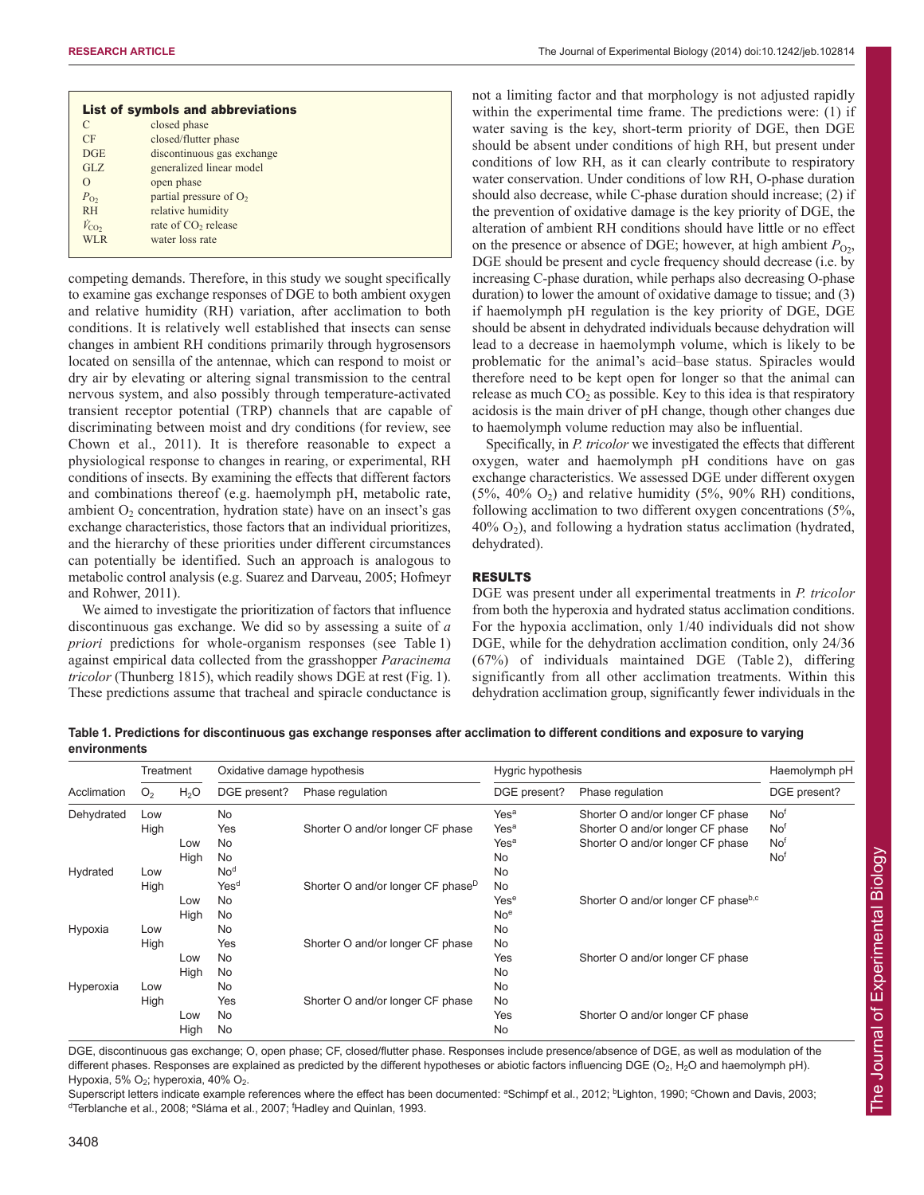**List of symbols and abbreviations**

| | |
|---|---|
| C | closed phase |
| CF | closed/flutter phase |
| DGE | discontinuous gas exchange |
| GLZ | generalized linear model |
| O | open phase |
| $P_{O_2}$ | partial pressure of $O_2$ |
| RH | relative humidity |
| $\dot{V}_{CO_2}$ | rate of $CO_2$ release |
| WLR | water loss rate |

competing demands. Therefore, in this study we sought specifically to examine gas exchange responses of DGE to both ambient oxygen and relative humidity (RH) variation, after acclimation to both conditions. It is relatively well established that insects can sense changes in ambient RH conditions primarily through hygrosensors located on sensilla of the antennae, which can respond to moist or dry air by elevating or altering signal transmission to the central nervous system, and also possibly through temperature-activated transient receptor potential (TRP) channels that are capable of discriminating between moist and dry conditions (for review, see Chown et al., 2011). It is therefore reasonable to expect a physiological response to changes in rearing, or experimental, RH conditions of insects. By examining the effects that different factors and combinations thereof (e.g. haemolymph pH, metabolic rate, ambient $O_2$ concentration, hydration state) have on an insect's gas exchange characteristics, those factors that an individual prioritizes, and the hierarchy of these priorities under different circumstances can potentially be identified. Such an approach is analogous to metabolic control analysis (e.g. Suarez and Darveau, 2005; Hofmeyr and Rohwer, 2011).

We aimed to investigate the prioritization of factors that influence discontinuous gas exchange. We did so by assessing a suite of *a priori* predictions for whole-organism responses (see Table 1) against empirical data collected from the grasshopper *Paracinema tricolor* (Thunberg 1815), which readily shows DGE at rest (Fig. 1). These predictions assume that tracheal and spiracle conductance is not a limiting factor and that morphology is not adjusted rapidly within the experimental time frame. The predictions were: (1) if water saving is the key, short-term priority of DGE, then DGE should be absent under conditions of high RH, but present under conditions of low RH, as it can clearly contribute to respiratory water conservation. Under conditions of low RH, O-phase duration should also decrease, while C-phase duration should increase; (2) if the prevention of oxidative damage is the key priority of DGE, the alteration of ambient RH conditions should have little or no effect on the presence or absence of DGE; however, at high ambient $P_{O_2}$, DGE should be present and cycle frequency should decrease (i.e. by increasing C-phase duration, while perhaps also decreasing O-phase duration) to lower the amount of oxidative damage to tissue; and (3) if haemolymph pH regulation is the key priority of DGE, DGE should be absent in dehydrated individuals because dehydration will lead to a decrease in haemolymph volume, which is likely to be problematic for the animal's acid–base status. Spiracles would therefore need to be kept open for longer so that the animal can release as much $CO_2$ as possible. Key to this idea is that respiratory acidosis is the main driver of pH change, though other changes due to haemolymph volume reduction may also be influential.

Specifically, in *P. tricolor* we investigated the effects that different oxygen, water and haemolymph pH conditions have on gas exchange characteristics. We assessed DGE under different oxygen (5%, 40% $O_2$) and relative humidity (5%, 90% RH) conditions, following acclimation to two different oxygen concentrations (5%, 40% $O_2$), and following a hydration status acclimation (hydrated, dehydrated).

## RESULTS

DGE was present under all experimental treatments in *P. tricolor* from both the hyperoxia and hydrated status acclimation conditions. For the hypoxia acclimation, only 1/40 individuals did not show DGE, while for the dehydration acclimation condition, only 24/36 (67%) of individuals maintained DGE (Table 2), differing significantly from all other acclimation treatments. Within this dehydration acclimation group, significantly fewer individuals in the

**Table 1. Predictions for discontinuous gas exchange responses after acclimation to different conditions and exposure to varying environments**

| Acclimation | Treatment | | Oxidative damage hypothesis | | Hygric hypothesis | | Haemolymph pH |
|---|---|---|---|---|---|---|---|
| | $O_2$ | $H_2O$ | DGE present? | Phase regulation | DGE present? | Phase regulation | DGE present? |
| Dehydrated | Low | | No | | Yes[a] | Shorter O and/or longer CF phase | No[f] |
| | High | | Yes | Shorter O and/or longer CF phase | Yes[a] | Shorter O and/or longer CF phase | No[f] |
| | | Low | No | | Yes[a] | Shorter O and/or longer CF phase | No[f] |
| | | High | No | | No | | No[f] |
| Hydrated | Low | | No[d] | | No | | |
| | High | | Yes[d] | Shorter O and/or longer CF phase[D] | No | | |
| | | Low | No | | Yes[e] | Shorter O and/or longer CF phase[b,c] | |
| | | High | No | | No[e] | | |
| Hypoxia | Low | | No | | No | | |
| | High | | Yes | Shorter O and/or longer CF phase | No | | |
| | | Low | No | | Yes | Shorter O and/or longer CF phase | |
| | | High | No | | No | | |
| Hyperoxia | Low | | No | | No | | |
| | High | | Yes | Shorter O and/or longer CF phase | No | | |
| | | Low | No | | Yes | Shorter O and/or longer CF phase | |
| | | High | No | | No | | |

DGE, discontinuous gas exchange; O, open phase; CF, closed/flutter phase. Responses include presence/absence of DGE, as well as modulation of the different phases. Responses are explained as predicted by the different hypotheses or abiotic factors influencing DGE ($O_2$, $H_2O$ and haemolymph pH). Hypoxia, 5% $O_2$; hyperoxia, 40% $O_2$.

Superscript letters indicate example references where the effect has been documented: [a]Schimpf et al., 2012; [b]Lighton, 1990; [c]Chown and Davis, 2003; [d]Terblanche et al., 2008; [e]Sláma et al., 2007; [f]Hadley and Quinlan, 1993.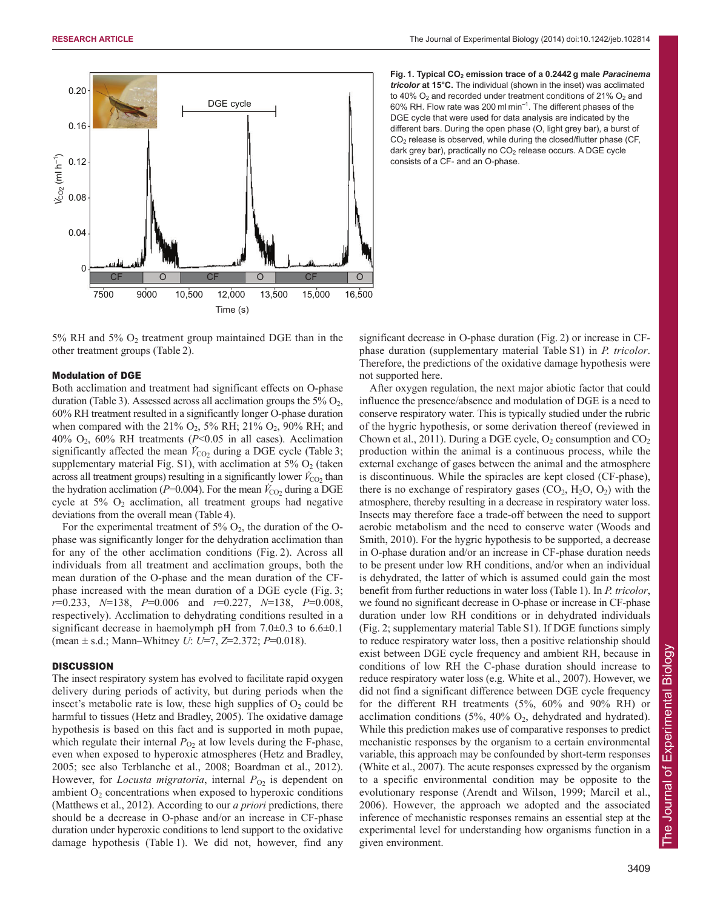**Fig. 1. Typical $CO_2$ emission trace of a 0.2442 g male *Paracinema tricolor* at 15°C.** The individual (shown in the inset) was acclimated to 40% $O_2$ and recorded under treatment conditions of 21% $O_2$ and 60% RH. Flow rate was 200 ml min$^{-1}$. The different phases of the DGE cycle that were used for data analysis are indicated by the different bars. During the open phase (O, light grey bar), a burst of $CO_2$ release is observed, while during the closed/flutter phase (CF, dark grey bar), practically no $CO_2$ release occurs. A DGE cycle consists of a CF- and an O-phase.

5% RH and 5% $O_2$ treatment group maintained DGE than in the other treatment groups (Table 2).

### Modulation of DGE

Both acclimation and treatment had significant effects on O-phase duration (Table 3). Assessed across all acclimation groups the 5% $O_2$, 60% RH treatment resulted in a significantly longer O-phase duration when compared with the 21% $O_2$, 5% RH; 21% $O_2$, 90% RH; and 40% $O_2$, 60% RH treatments ($P$<0.05 in all cases). Acclimation significantly affected the mean $\dot{V}_{CO_2}$ during a DGE cycle (Table 3; supplementary material Fig. S1), with acclimation at 5% $O_2$ (taken across all treatment groups) resulting in a significantly lower $\dot{V}_{CO_2}$ than the hydration acclimation ($P$=0.004). For the mean $\dot{V}_{CO_2}$ during a DGE cycle at 5% $O_2$ acclimation, all treatment groups had negative deviations from the overall mean (Table 4).

For the experimental treatment of 5% $O_2$, the duration of the O-phase was significantly longer for the dehydration acclimation than for any of the other acclimation conditions (Fig. 2). Across all individuals from all treatment and acclimation groups, both the mean duration of the O-phase and the mean duration of the CF-phase increased with the mean duration of a DGE cycle (Fig. 3; $r$=0.233, $N$=138, $P$=0.006 and $r$=0.227, $N$=138, $P$=0.008, respectively). Acclimation to dehydrating conditions resulted in a significant decrease in haemolymph pH from 7.0±0.3 to 6.6±0.1 (mean ± s.d.; Mann–Whitney $U$: $U$=7, $Z$=2.372; $P$=0.018).

## DISCUSSION

The insect respiratory system has evolved to facilitate rapid oxygen delivery during periods of activity, but during periods when the insect's metabolic rate is low, these high supplies of $O_2$ could be harmful to tissues (Hetz and Bradley, 2005). The oxidative damage hypothesis is based on this fact and is supported in moth pupae, which regulate their internal $P_{O_2}$ at low levels during the F-phase, even when exposed to hyperoxic atmospheres (Hetz and Bradley, 2005; see also Terblanche et al., 2008; Boardman et al., 2012). However, for *Locusta migratoria*, internal $P_{O_2}$ is dependent on ambient $O_2$ concentrations when exposed to hyperoxic conditions (Matthews et al., 2012). According to our *a priori* predictions, there should be a decrease in O-phase and/or an increase in CF-phase duration under hyperoxic conditions to lend support to the oxidative damage hypothesis (Table 1). We did not, however, find any significant decrease in O-phase duration (Fig. 2) or increase in CF-phase duration (supplementary material Table S1) in *P. tricolor*. Therefore, the predictions of the oxidative damage hypothesis were not supported here.

After oxygen regulation, the next major abiotic factor that could influence the presence/absence and modulation of DGE is a need to conserve respiratory water. This is typically studied under the rubric of the hygric hypothesis, or some derivation thereof (reviewed in Chown et al., 2011). During a DGE cycle, $O_2$ consumption and $CO_2$ production within the animal is a continuous process, while the external exchange of gases between the animal and the atmosphere is discontinuous. While the spiracles are kept closed (CF-phase), there is no exchange of respiratory gases ($CO_2$, $H_2O$, $O_2$) with the atmosphere, thereby resulting in a decrease in respiratory water loss. Insects may therefore face a trade-off between the need to support aerobic metabolism and the need to conserve water (Woods and Smith, 2010). For the hygric hypothesis to be supported, a decrease in O-phase duration and/or an increase in CF-phase duration needs to be present under low RH conditions, and/or when an individual is dehydrated, the latter of which is assumed could gain the most benefit from further reductions in water loss (Table 1). In *P. tricolor*, we found no significant decrease in O-phase or increase in CF-phase duration under low RH conditions or in dehydrated individuals (Fig. 2; supplementary material Table S1). If DGE functions simply to reduce respiratory water loss, then a positive relationship should exist between DGE cycle frequency and ambient RH, because in conditions of low RH the C-phase duration should increase to reduce respiratory water loss (e.g. White et al., 2007). However, we did not find a significant difference between DGE cycle frequency for the different RH treatments (5%, 60% and 90% RH) or acclimation conditions (5%, 40% $O_2$, dehydrated and hydrated). While this prediction makes use of comparative responses to predict mechanistic responses by the organism to a certain environmental variable, this approach may be confounded by short-term responses (White et al., 2007). The acute responses expressed by the organism to a specific environmental condition may be opposite to the evolutionary response (Arendt and Wilson, 1999; Marcil et al., 2006). However, the approach we adopted and the associated inference of mechanistic responses remains an essential step at the experimental level for understanding how organisms function in a given environment.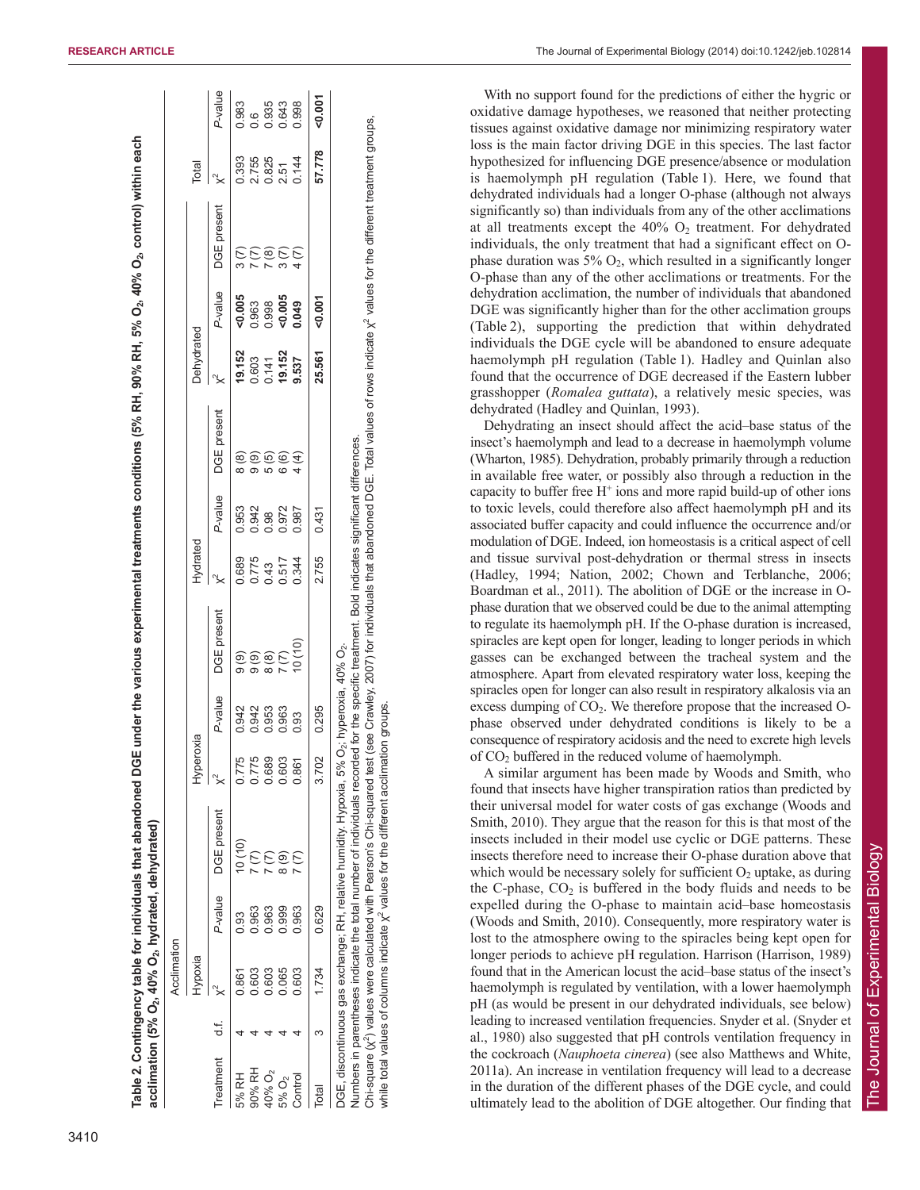**Table 2. Contingency table for individuals that abandoned DGE under the various experimental treatments conditions (5% RH, 90% RH, 5% $O_2$, 40% $O_2$, control) within each acclimation (5% $O_2$, 40% $O_2$, hydrated, dehydrated)**

| | | Acclimation | | | | | | | | | | | | | | |
|---|---|---|---|---|---|---|---|---|---|---|---|---|---|---|---|---|
| | | Hypoxia | | | Hyperoxia | | | Hydrated | | | Dehydrated | | | Total | |
| Treatment | d.f. | $\chi^2$ | *P*-value | DGE present | $\chi^2$ | *P*-value | DGE present | $\chi^2$ | *P*-value | DGE present | $\chi^2$ | *P*-value | DGE present | $\chi^2$ | *P*-value |
| 5% RH | 4 | 0.861 | 0.93 | 10 (10) | 0.775 | 0.942 | 9 (9) | 0.689 | 0.953 | 8 (8) | **19.152** | **<0.005** | 3 (7) | 0.393 | 0.983 |
| 90% RH | 4 | 0.603 | 0.963 | 7 (7) | 0.775 | 0.942 | 9 (9) | 0.775 | 0.942 | 9 (9) | 0.603 | 0.963 | 7 (7) | 2.755 | 0.6 |
| 40% $O_2$ | 4 | 0.603 | 0.963 | 7 (7) | 0.689 | 0.953 | 8 (8) | 0.43 | 0.98 | 5 (5) | 0.141 | 0.998 | 7 (8) | 0.825 | 0.935 |
| 5% $O_2$ | 4 | 0.065 | 0.999 | 8 (9) | 0.603 | 0.963 | 7 (7) | 0.517 | 0.972 | 6 (6) | **19.152** | **<0.005** | 3 (7) | 2.51 | 0.643 |
| Control | 4 | 0.603 | 0.963 | 7 (7) | 0.861 | 0.93 | 10 (10) | 0.344 | 0.987 | 4 (4) | **9.537** | **0.049** | 4 (7) | 0.144 | 0.998 |
| Total | 3 | 1.734 | 0.629 | | 3.702 | 0.295 | | 2.755 | 0.431 | | **25.561** | **<0.001** | | **57.778** | **<0.001** |

DGE, discontinuous gas exchange; RH, relative humidity. Hypoxia, 5% $O_2$; hyperoxia, 40% $O_2$.

Numbers in parentheses indicate the total number of individuals recorded for the specific treatment. Bold indicates significant differences.

Chi-square ($\chi^2$) values were calculated with Pearson's Chi-squared test (see Crawley, 2007) for individuals that abandoned DGE. Total values of rows indicate $\chi^2$ values for the different treatment groups, while total values of columns indicate $\chi^2$ values for the different acclimation groups.

With no support found for the predictions of either the hygric or oxidative damage hypotheses, we reasoned that neither protecting tissues against oxidative damage nor minimizing respiratory water loss is the main factor driving DGE in this species. The last factor hypothesized for influencing DGE presence/absence or modulation is haemolymph pH regulation (Table 1). Here, we found that dehydrated individuals had a longer O-phase (although not always significantly so) than individuals from any of the other acclimations at all treatments except the 40% $O_2$ treatment. For dehydrated individuals, the only treatment that had a significant effect on O-phase duration was 5% $O_2$, which resulted in a significantly longer O-phase than any of the other acclimations or treatments. For the dehydration acclimation, the number of individuals that abandoned DGE was significantly higher than for the other acclimation groups (Table 2), supporting the prediction that within dehydrated individuals the DGE cycle will be abandoned to ensure adequate haemolymph pH regulation (Table 1). Hadley and Quinlan also found that the occurrence of DGE decreased if the Eastern lubber grasshopper (*Romalea guttata*), a relatively mesic species, was dehydrated (Hadley and Quinlan, 1993).

Dehydrating an insect should affect the acid–base status of the insect's haemolymph and lead to a decrease in haemolymph volume (Wharton, 1985). Dehydration, probably primarily through a reduction in available free water, or possibly also through a reduction in the capacity to buffer free $H^+$ ions and more rapid build-up of other ions to toxic levels, could therefore also affect haemolymph pH and its associated buffer capacity and could influence the occurrence and/or modulation of DGE. Indeed, ion homeostasis is a critical aspect of cell and tissue survival post-dehydration or thermal stress in insects (Hadley, 1994; Nation, 2002; Chown and Terblanche, 2006; Boardman et al., 2011). The abolition of DGE or the increase in O-phase duration that we observed could be due to the animal attempting to regulate its haemolymph pH. If the O-phase duration is increased, spiracles are kept open for longer, leading to longer periods in which gasses can be exchanged between the tracheal system and the atmosphere. Apart from elevated respiratory water loss, keeping the spiracles open for longer can also result in respiratory alkalosis via an excess dumping of $CO_2$. We therefore propose that the increased O-phase observed under dehydrated conditions is likely to be a consequence of respiratory acidosis and the need to excrete high levels of $CO_2$ buffered in the reduced volume of haemolymph.

A similar argument has been made by Woods and Smith, who found that insects have higher transpiration ratios than predicted by their universal model for water costs of gas exchange (Woods and Smith, 2010). They argue that the reason for this is that most of the insects included in their model use cyclic or DGE patterns. These insects therefore need to increase their O-phase duration above that which would be necessary solely for sufficient $O_2$ uptake, as during the C-phase, $CO_2$ is buffered in the body fluids and needs to be expelled during the O-phase to maintain acid–base homeostasis (Woods and Smith, 2010). Consequently, more respiratory water is lost to the atmosphere owing to the spiracles being kept open for longer periods to achieve pH regulation. Harrison (Harrison, 1989) found that in the American locust the acid–base status of the insect's haemolymph is regulated by ventilation, with a lower haemolymph pH (as would be present in our dehydrated individuals, see below) leading to increased ventilation frequencies. Snyder et al. (Snyder et al., 1980) also suggested that pH controls ventilation frequency in the cockroach (*Nauphoeta cinerea*) (see also Matthews and White, 2011a). An increase in ventilation frequency will lead to a decrease in the duration of the different phases of the DGE cycle, and could ultimately lead to the abolition of DGE altogether. Our finding that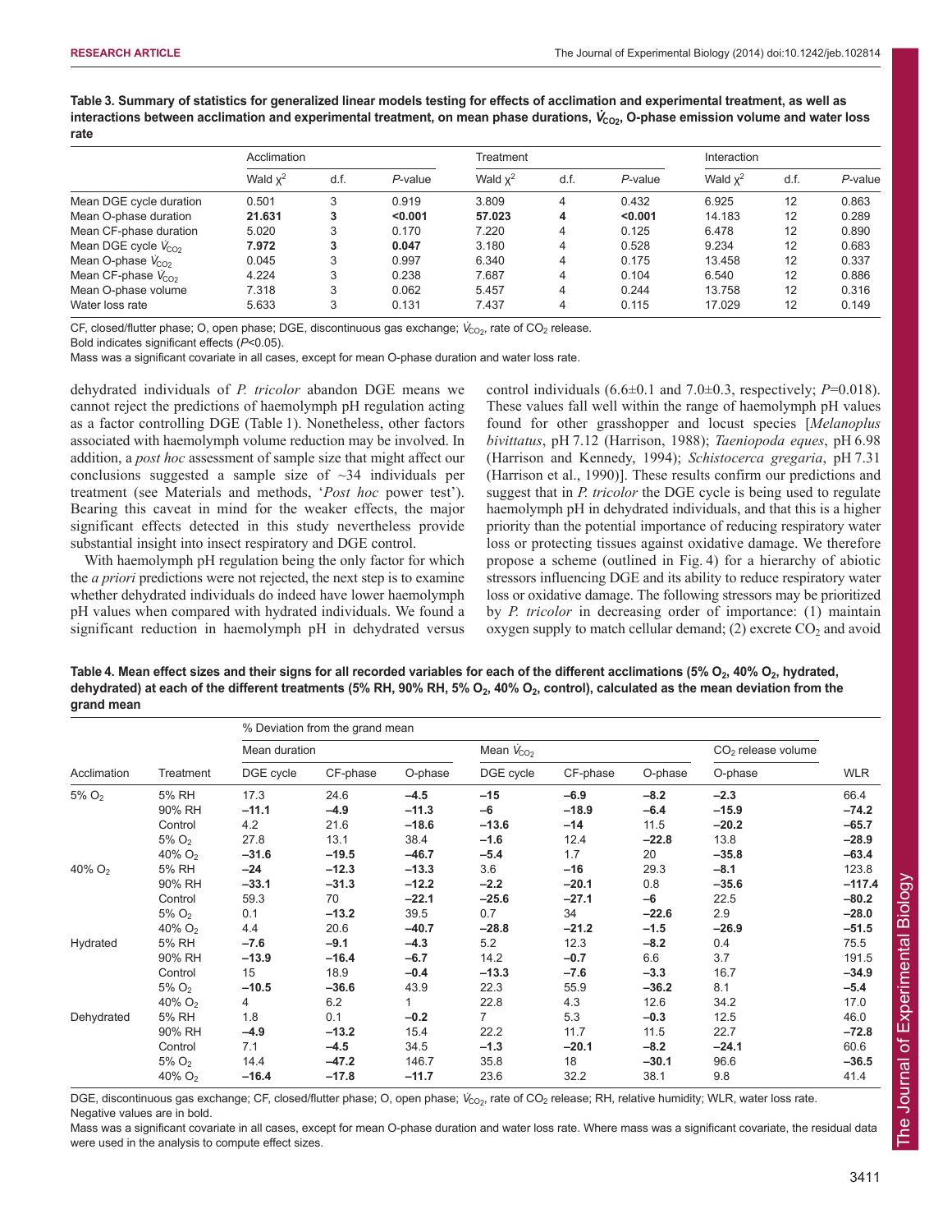**Table 3. Summary of statistics for generalized linear models testing for effects of acclimation and experimental treatment, as well as interactions between acclimation and experimental treatment, on mean phase durations, $\dot{V}_{CO_2}$, O-phase emission volume and water loss rate**

| | Acclimation | | | Treatment | | | Interaction | | |
|---|---|---|---|---|---|---|---|---|---|
| | Wald $\chi^2$ | d.f. | *P*-value | Wald $\chi^2$ | d.f. | *P*-value | Wald $\chi^2$ | d.f. | *P*-value |
| Mean DGE cycle duration | 0.501 | 3 | 0.919 | 3.809 | 4 | 0.432 | 6.925 | 12 | 0.863 |
| Mean O-phase duration | **21.631** | **3** | **<0.001** | **57.023** | **4** | **<0.001** | 14.183 | 12 | 0.289 |
| Mean CF-phase duration | 5.020 | 3 | 0.170 | 7.220 | 4 | 0.125 | 6.478 | 12 | 0.890 |
| Mean DGE cycle $\dot{V}_{CO_2}$ | **7.972** | **3** | **0.047** | 3.180 | 4 | 0.528 | 9.234 | 12 | 0.683 |
| Mean O-phase $\dot{V}_{CO_2}$ | 0.045 | 3 | 0.997 | 6.340 | 4 | 0.175 | 13.458 | 12 | 0.337 |
| Mean CF-phase $\dot{V}_{CO_2}$ | 4.224 | 3 | 0.238 | 7.687 | 4 | 0.104 | 6.540 | 12 | 0.886 |
| Mean O-phase volume | 7.318 | 3 | 0.062 | 5.457 | 4 | 0.244 | 13.758 | 12 | 0.316 |
| Water loss rate | 5.633 | 3 | 0.131 | 7.437 | 4 | 0.115 | 17.029 | 12 | 0.149 |

CF, closed/flutter phase; O, open phase; DGE, discontinuous gas exchange; $\dot{V}_{CO_2}$, rate of $CO_2$ release.
Bold indicates significant effects ($P$<0.05).
Mass was a significant covariate in all cases, except for mean O-phase duration and water loss rate.

dehydrated individuals of *P. tricolor* abandon DGE means we cannot reject the predictions of haemolymph pH regulation acting as a factor controlling DGE (Table 1). Nonetheless, other factors associated with haemolymph volume reduction may be involved. In addition, a *post hoc* assessment of sample size that might affect our conclusions suggested a sample size of ~34 individuals per treatment (see Materials and methods, '*Post hoc* power test'). Bearing this caveat in mind for the weaker effects, the major significant effects detected in this study nevertheless provide substantial insight into insect respiratory and DGE control.

With haemolymph pH regulation being the only factor for which the *a priori* predictions were not rejected, the next step is to examine whether dehydrated individuals do indeed have lower haemolymph pH values when compared with hydrated individuals. We found a significant reduction in haemolymph pH in dehydrated versus control individuals (6.6±0.1 and 7.0±0.3, respectively; $P$=0.018). These values fall well within the range of haemolymph pH values found for other grasshopper and locust species [*Melanoplus bivittatus*, pH 7.12 (Harrison, 1988); *Taeniopoda eques*, pH 6.98 (Harrison and Kennedy, 1994); *Schistocerca gregaria*, pH 7.31 (Harrison et al., 1990)]. These results confirm our predictions and suggest that in *P. tricolor* the DGE cycle is being used to regulate haemolymph pH in dehydrated individuals, and that this is a higher priority than the potential importance of reducing respiratory water loss or protecting tissues against oxidative damage. We therefore propose a scheme (outlined in Fig. 4) for a hierarchy of abiotic stressors influencing DGE and its ability to reduce respiratory water loss or oxidative damage. The following stressors may be prioritized by *P. tricolor* in decreasing order of importance: (1) maintain oxygen supply to match cellular demand; (2) excrete $CO_2$ and avoid

**Table 4. Mean effect sizes and their signs for all recorded variables for each of the different acclimations (5% $O_2$, 40% $O_2$, hydrated, dehydrated) at each of the different treatments (5% RH, 90% RH, 5% $O_2$, 40% $O_2$, control), calculated as the mean deviation from the grand mean**

| | | % Deviation from the grand mean | | | | | | | |
|---|---|---|---|---|---|---|---|---|---|
| | | Mean duration | | | Mean $\dot{V}_{CO_2}$ | | | $CO_2$ release volume | |
| Acclimation | Treatment | DGE cycle | CF-phase | O-phase | DGE cycle | CF-phase | O-phase | O-phase | WLR |
| 5% $O_2$ | 5% RH | 17.3 | 24.6 | **−4.5** | **−15** | **−6.9** | **−8.2** | **−2.3** | 66.4 |
| | 90% RH | **−11.1** | **−4.9** | **−11.3** | **−6** | **−18.9** | **−6.4** | **−15.9** | **−74.2** |
| | Control | 4.2 | 21.6 | **−18.6** | **−13.6** | **−14** | 11.5 | **−20.2** | **−65.7** |
| | 5% $O_2$ | 27.8 | 13.1 | 38.4 | **−1.6** | 12.4 | **−22.8** | 13.8 | **−28.9** |
| | 40% $O_2$ | **−31.6** | **−19.5** | **−46.7** | **−5.4** | 1.7 | 20 | **−35.8** | **−63.4** |
| 40% $O_2$ | 5% RH | **−24** | **−12.3** | **−13.3** | 3.6 | **−16** | 29.3 | **−8.1** | 123.8 |
| | 90% RH | **−33.1** | **−31.3** | **−12.2** | **−2.2** | **−20.1** | 0.8 | **−35.6** | **−117.4** |
| | Control | 59.3 | 70 | **−22.1** | **−25.6** | **−27.1** | **−6** | 22.5 | **−80.2** |
| | 5% $O_2$ | 0.1 | **−13.2** | 39.5 | 0.7 | 34 | **−22.6** | 2.9 | **−28.0** |
| | 40% $O_2$ | 4.4 | 20.6 | **−40.7** | **−28.8** | **−21.2** | **−1.5** | **−26.9** | **−51.5** |
| Hydrated | 5% RH | **−7.6** | **−9.1** | **−4.3** | 5.2 | 12.3 | **−8.2** | 0.4 | 75.5 |
| | 90% RH | **−13.9** | **−16.4** | **−6.7** | 14.2 | **−0.7** | 6.6 | 3.7 | 191.5 |
| | Control | 15 | 18.9 | **−0.4** | **−13.3** | **−7.6** | **−3.3** | 16.7 | **−34.9** |
| | 5% $O_2$ | **−10.5** | **−36.6** | 43.9 | 22.3 | 55.9 | **−36.2** | 8.1 | **−5.4** |
| | 40% $O_2$ | 4 | 6.2 | 1 | 22.8 | 4.3 | 12.6 | 34.2 | 17.0 |
| Dehydrated | 5% RH | 1.8 | 0.1 | **−0.2** | 7 | 5.3 | **−0.3** | 12.5 | 46.0 |
| | 90% RH | **−4.9** | **−13.2** | 15.4 | 22.2 | 11.7 | 11.5 | 22.7 | **−72.8** |
| | Control | 7.1 | **−4.5** | 34.5 | **−1.3** | **−20.1** | **−8.2** | **−24.1** | 60.6 |
| | 5% $O_2$ | 14.4 | **−47.2** | 146.7 | 35.8 | 18 | **−30.1** | 96.6 | **−36.5** |
| | 40% $O_2$ | **−16.4** | **−17.8** | **−11.7** | 23.6 | 32.2 | 38.1 | 9.8 | 41.4 |

DGE, discontinuous gas exchange; CF, closed/flutter phase; O, open phase; $\dot{V}_{CO_2}$, rate of $CO_2$ release; RH, relative humidity; WLR, water loss rate.
Negative values are in bold.
Mass was a significant covariate in all cases, except for mean O-phase duration and water loss rate. Where mass was a significant covariate, the residual data were used in the analysis to compute effect sizes.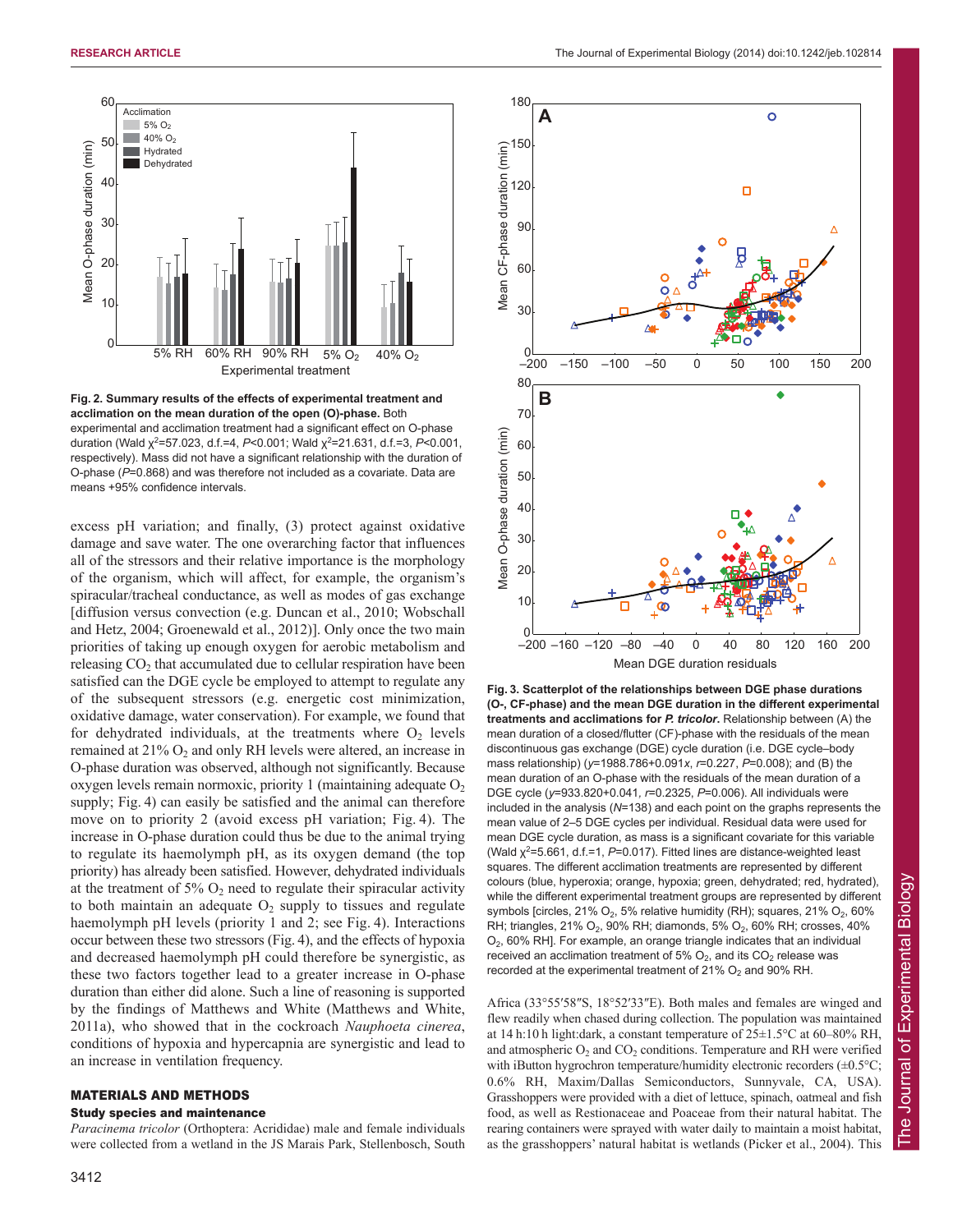**Fig. 2. Summary results of the effects of experimental treatment and acclimation on the mean duration of the open (O)-phase.** Both experimental and acclimation treatment had a significant effect on O-phase duration (Wald $\chi^2$=57.023, d.f.=4, $P$<0.001; Wald $\chi^2$=21.631, d.f.=3, $P$<0.001, respectively). Mass did not have a significant relationship with the duration of O-phase ($P$=0.868) and was therefore not included as a covariate. Data are means +95% confidence intervals.

**Fig. 3. Scatterplot of the relationships between DGE phase durations (O-, CF-phase) and the mean DGE duration in the different experimental treatments and acclimations for *P. tricolor*.** Relationship between (A) the mean duration of a closed/flutter (CF)-phase with the residuals of the mean discontinuous gas exchange (DGE) cycle duration (i.e. DGE cycle–body mass relationship) ($y$=1988.786+0.091$x$, $r$=0.227, $P$=0.008); and (B) the mean duration of an O-phase with the residuals of the mean duration of a DGE cycle ($y$=933.820+0.041, $r$=0.2325, $P$=0.006). All individuals were included in the analysis ($N$=138) and each point on the graphs represents the mean value of 2–5 DGE cycles per individual. Residual data were used for mean DGE cycle duration, as mass is a significant covariate for this variable (Wald $\chi^2$=5.661, d.f.=1, $P$=0.017). Fitted lines are distance-weighted least squares. The different acclimation treatments are represented by different colours (blue, hyperoxia; orange, hypoxia; green, dehydrated; red, hydrated), while the different experimental treatment groups are represented by different symbols [circles, 21% $O_2$, 5% relative humidity (RH); squares, 21% $O_2$, 60% RH; triangles, 21% $O_2$, 90% RH; diamonds, 5% $O_2$, 60% RH; crosses, 40% $O_2$, 60% RH]. For example, an orange triangle indicates that an individual received an acclimation treatment of 5% $O_2$, and its $CO_2$ release was recorded at the experimental treatment of 21% $O_2$ and 90% RH.

excess pH variation; and finally, (3) protect against oxidative damage and save water. The one overarching factor that influences all of the stressors and their relative importance is the morphology of the organism, which will affect, for example, the organism's spiracular/tracheal conductance, as well as modes of gas exchange [diffusion versus convection (e.g. Duncan et al., 2010; Wobschall and Hetz, 2004; Groenewald et al., 2012)]. Only once the two main priorities of taking up enough oxygen for aerobic metabolism and releasing $CO_2$ that accumulated due to cellular respiration have been satisfied can the DGE cycle be employed to attempt to regulate any of the subsequent stressors (e.g. energetic cost minimization, oxidative damage, water conservation). For example, we found that for dehydrated individuals, at the treatments where $O_2$ levels remained at 21% $O_2$ and only RH levels were altered, an increase in O-phase duration was observed, although not significantly. Because oxygen levels remain normoxic, priority 1 (maintaining adequate $O_2$ supply; Fig. 4) can easily be satisfied and the animal can therefore move on to priority 2 (avoid excess pH variation; Fig. 4). The increase in O-phase duration could thus be due to the animal trying to regulate its haemolymph pH, as its oxygen demand (the top priority) has already been satisfied. However, dehydrated individuals at the treatment of 5% $O_2$ need to regulate their spiracular activity to both maintain an adequate $O_2$ supply to tissues and regulate haemolymph pH levels (priority 1 and 2; see Fig. 4). Interactions occur between these two stressors (Fig. 4), and the effects of hypoxia and decreased haemolymph pH could therefore be synergistic, as these two factors together lead to a greater increase in O-phase duration than either did alone. Such a line of reasoning is supported by the findings of Matthews and White (Matthews and White, 2011a), who showed that in the cockroach *Nauphoeta cinerea*, conditions of hypoxia and hypercapnia are synergistic and lead to an increase in ventilation frequency.

## MATERIALS AND METHODS

### Study species and maintenance

*Paracinema tricolor* (Orthoptera: Acrididae) male and female individuals were collected from a wetland in the JS Marais Park, Stellenbosch, South Africa (33°55′58″S, 18°52′33″E). Both males and females are winged and flew readily when chased during collection. The population was maintained at 14 h:10 h light:dark, a constant temperature of 25±1.5°C at 60–80% RH, and atmospheric $O_2$ and $CO_2$ conditions. Temperature and RH were verified with iButton hygrochron temperature/humidity electronic recorders (±0.5°C; 0.6% RH, Maxim/Dallas Semiconductors, Sunnyvale, CA, USA). Grasshoppers were provided with a diet of lettuce, spinach, oatmeal and fish food, as well as Restionaceae and Poaceae from their natural habitat. The rearing containers were sprayed with water daily to maintain a moist habitat, as the grasshoppers' natural habitat is wetlands (Picker et al., 2004). This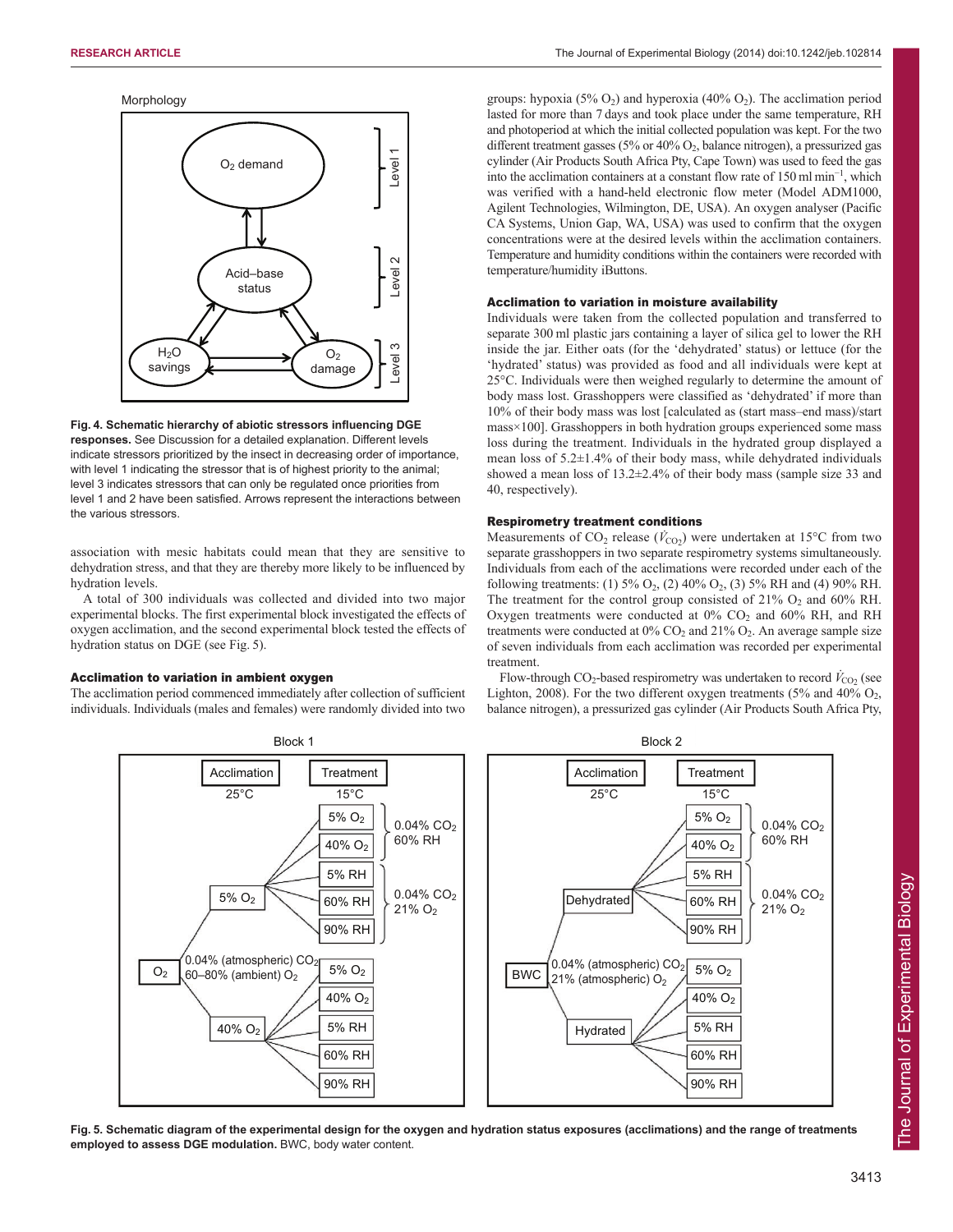Fig. 4. Schematic hierarchy of abiotic stressors influencing DGE responses. See Discussion for a detailed explanation. Different levels indicate stressors prioritized by the insect in decreasing order of importance, with level 1 indicating the stressor that is of highest priority to the animal; level 3 indicates stressors that can only be regulated once priorities from level 1 and 2 have been satisfied. Arrows represent the interactions between the various stressors.

association with mesic habitats could mean that they are sensitive to dehydration stress, and that they are thereby more likely to be influenced by hydration levels.

A total of 300 individuals was collected and divided into two major experimental blocks. The first experimental block investigated the effects of oxygen acclimation, and the second experimental block tested the effects of hydration status on DGE (see Fig. 5).

### Acclimation to variation in ambient oxygen

The acclimation period commenced immediately after collection of sufficient individuals. Individuals (males and females) were randomly divided into two groups: hypoxia (5% $O_2$) and hyperoxia (40% $O_2$). The acclimation period lasted for more than 7 days and took place under the same temperature, RH and photoperiod at which the initial collected population was kept. For the two different treatment gasses (5% or 40% $O_2$, balance nitrogen), a pressurized gas cylinder (Air Products South Africa Pty, Cape Town) was used to feed the gas into the acclimation containers at a constant flow rate of 150 ml $min^{-1}$, which was verified with a hand-held electronic flow meter (Model ADM1000, Agilent Technologies, Wilmington, DE, USA). An oxygen analyser (Pacific CA Systems, Union Gap, WA, USA) was used to confirm that the oxygen concentrations were at the desired levels within the acclimation containers. Temperature and humidity conditions within the containers were recorded with temperature/humidity iButtons.

### Acclimation to variation in moisture availability

Individuals were taken from the collected population and transferred to separate 300 ml plastic jars containing a layer of silica gel to lower the RH inside the jar. Either oats (for the 'dehydrated' status) or lettuce (for the 'hydrated' status) was provided as food and all individuals were kept at 25°C. Individuals were then weighed regularly to determine the amount of body mass lost. Grasshoppers were classified as 'dehydrated' if more than 10% of their body mass was lost [calculated as (start mass–end mass)/start mass×100]. Grasshoppers in both hydration groups experienced some mass loss during the treatment. Individuals in the hydrated group displayed a mean loss of 5.2±1.4% of their body mass, while dehydrated individuals showed a mean loss of 13.2±2.4% of their body mass (sample size 33 and 40, respectively).

### Respirometry treatment conditions

Measurements of $CO_2$ release ($\dot{V}_{CO_2}$) were undertaken at 15°C from two separate grasshoppers in two separate respirometry systems simultaneously. Individuals from each of the acclimations were recorded under each of the following treatments: (1) 5% $O_2$, (2) 40% $O_2$, (3) 5% RH and (4) 90% RH. The treatment for the control group consisted of 21% $O_2$ and 60% RH. Oxygen treatments were conducted at 0% $CO_2$ and 60% RH, and RH treatments were conducted at 0% $CO_2$ and 21% $O_2$. An average sample size of seven individuals from each acclimation was recorded per experimental treatment.

Flow-through $CO_2$-based respirometry was undertaken to record $\dot{V}_{CO_2}$ (see Lighton, 2008). For the two different oxygen treatments (5% and 40% $O_2$, balance nitrogen), a pressurized gas cylinder (Air Products South Africa Pty,

Fig. 5. Schematic diagram of the experimental design for the oxygen and hydration status exposures (acclimations) and the range of treatments employed to assess DGE modulation. BWC, body water content.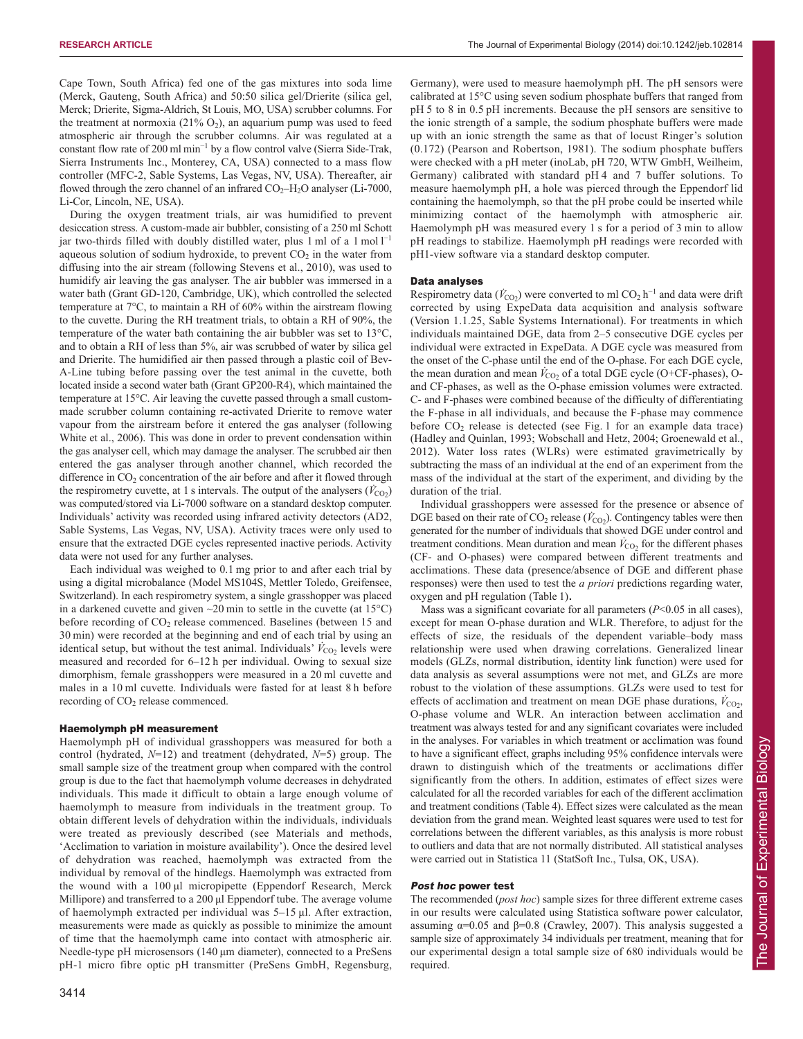Cape Town, South Africa) fed one of the gas mixtures into soda lime (Merck, Gauteng, South Africa) and 50:50 silica gel/Drierite (silica gel, Merck; Drierite, Sigma-Aldrich, St Louis, MO, USA) scrubber columns. For the treatment at normoxia (21% $O_2$), an aquarium pump was used to feed atmospheric air through the scrubber columns. Air was regulated at a constant flow rate of 200 ml min$^{-1}$ by a flow control valve (Sierra Side-Trak, Sierra Instruments Inc., Monterey, CA, USA) connected to a mass flow controller (MFC-2, Sable Systems, Las Vegas, NV, USA). Thereafter, air flowed through the zero channel of an infrared $CO_2$–$H_2O$ analyser (Li-7000, Li-Cor, Lincoln, NE, USA).

During the oxygen treatment trials, air was humidified to prevent desiccation stress. A custom-made air bubbler, consisting of a 250 ml Schott jar two-thirds filled with doubly distilled water, plus 1 ml of a 1 mol l$^{-1}$ aqueous solution of sodium hydroxide, to prevent $CO_2$ in the water from diffusing into the air stream (following Stevens et al., 2010), was used to humidify air leaving the gas analyser. The air bubbler was immersed in a water bath (Grant GD-120, Cambridge, UK), which controlled the selected temperature at 7°C, to maintain a RH of 60% within the airstream flowing to the cuvette. During the RH treatment trials, to obtain a RH of 90%, the temperature of the water bath containing the air bubbler was set to 13°C, and to obtain a RH of less than 5%, air was scrubbed of water by silica gel and Drierite. The humidified air then passed through a plastic coil of Bev-A-Line tubing before passing over the test animal in the cuvette, both located inside a second water bath (Grant GP200-R4), which maintained the temperature at 15°C. Air leaving the cuvette passed through a small custom-made scrubber column containing re-activated Drierite to remove water vapour from the airstream before it entered the gas analyser (following White et al., 2006). This was done in order to prevent condensation within the gas analyser cell, which may damage the analyser. The scrubbed air then entered the gas analyser through another channel, which recorded the difference in $CO_2$ concentration of the air before and after it flowed through the respirometry cuvette, at 1 s intervals. The output of the analysers ($\dot{V}_{CO_2}$) was computed/stored via Li-7000 software on a standard desktop computer. Individuals' activity was recorded using infrared activity detectors (AD2, Sable Systems, Las Vegas, NV, USA). Activity traces were only used to ensure that the extracted DGE cycles represented inactive periods. Activity data were not used for any further analyses.

Each individual was weighed to 0.1 mg prior to and after each trial by using a digital microbalance (Model MS104S, Mettler Toledo, Greifensee, Switzerland). In each respirometry system, a single grasshopper was placed in a darkened cuvette and given ~20 min to settle in the cuvette (at 15°C) before recording of $CO_2$ release commenced. Baselines (between 15 and 30 min) were recorded at the beginning and end of each trial by using an identical setup, but without the test animal. Individuals' $\dot{V}_{CO_2}$ levels were measured and recorded for 6–12 h per individual. Owing to sexual size dimorphism, female grasshoppers were measured in a 20 ml cuvette and males in a 10 ml cuvette. Individuals were fasted for at least 8 h before recording of $CO_2$ release commenced.

## Haemolymph pH measurement

Haemolymph pH of individual grasshoppers was measured for both a control (hydrated, $N$=12) and treatment (dehydrated, $N$=5) group. The small sample size of the treatment group when compared with the control group is due to the fact that haemolymph volume decreases in dehydrated individuals. This made it difficult to obtain a large enough volume of haemolymph to measure from individuals in the treatment group. To obtain different levels of dehydration within the individuals, individuals were treated as previously described (see Materials and methods, 'Acclimation to variation in moisture availability'). Once the desired level of dehydration was reached, haemolymph was extracted from the individual by removal of the hindlegs. Haemolymph was extracted from the wound with a 100 µl micropipette (Eppendorf Research, Merck Millipore) and transferred to a 200 µl Eppendorf tube. The average volume of haemolymph extracted per individual was 5–15 µl. After extraction, measurements were made as quickly as possible to minimize the amount of time that the haemolymph came into contact with atmospheric air. Needle-type pH microsensors (140 µm diameter), connected to a PreSens pH-1 micro fibre optic pH transmitter (PreSens GmbH, Regensburg, Germany), were used to measure haemolymph pH. The pH sensors were calibrated at 15°C using seven sodium phosphate buffers that ranged from pH 5 to 8 in 0.5 pH increments. Because the pH sensors are sensitive to the ionic strength of a sample, the sodium phosphate buffers were made up with an ionic strength the same as that of locust Ringer's solution (0.172) (Pearson and Robertson, 1981). The sodium phosphate buffers were checked with a pH meter (inoLab, pH 720, WTW GmbH, Weilheim, Germany) calibrated with standard pH 4 and 7 buffer solutions. To measure haemolymph pH, a hole was pierced through the Eppendorf lid containing the haemolymph, so that the pH probe could be inserted while minimizing contact of the haemolymph with atmospheric air. Haemolymph pH was measured every 1 s for a period of 3 min to allow pH readings to stabilize. Haemolymph pH readings were recorded with pH1-view software via a standard desktop computer.

## Data analyses

Respirometry data ($\dot{V}_{CO_2}$) were converted to ml $CO_2$ h$^{-1}$ and data were drift corrected by using ExpeData data acquisition and analysis software (Version 1.1.25, Sable Systems International). For treatments in which individuals maintained DGE, data from 2–5 consecutive DGE cycles per individual were extracted in ExpeData. A DGE cycle was measured from the onset of the C-phase until the end of the O-phase. For each DGE cycle, the mean duration and mean $\dot{V}_{CO_2}$ of a total DGE cycle (O+CF-phases), O- and CF-phases, as well as the O-phase emission volumes were extracted. C- and F-phases were combined because of the difficulty of differentiating the F-phase in all individuals, and because the F-phase may commence before $CO_2$ release is detected (see Fig. 1 for an example data trace) (Hadley and Quinlan, 1993; Wobschall and Hetz, 2004; Groenewald et al., 2012). Water loss rates (WLRs) were estimated gravimetrically by subtracting the mass of an individual at the end of an experiment from the mass of the individual at the start of the experiment, and dividing by the duration of the trial.

Individual grasshoppers were assessed for the presence or absence of DGE based on their rate of $CO_2$ release ($\dot{V}_{CO_2}$). Contingency tables were then generated for the number of individuals that showed DGE under control and treatment conditions. Mean duration and mean $\dot{V}_{CO_2}$ for the different phases (CF- and O-phases) were compared between different treatments and acclimations. These data (presence/absence of DGE and different phase responses) were then used to test the *a priori* predictions regarding water, oxygen and pH regulation (Table 1).

Mass was a significant covariate for all parameters ($P$<0.05 in all cases), except for mean O-phase duration and WLR. Therefore, to adjust for the effects of size, the residuals of the dependent variable–body mass relationship were used when drawing correlations. Generalized linear models (GLZs, normal distribution, identity link function) were used for data analysis as several assumptions were not met, and GLZs are more robust to the violation of these assumptions. GLZs were used to test for effects of acclimation and treatment on mean DGE phase durations, $\dot{V}_{CO_2}$, O-phase volume and WLR. An interaction between acclimation and treatment was always tested for and any significant covariates were included in the analyses. For variables in which treatment or acclimation was found to have a significant effect, graphs including 95% confidence intervals were drawn to distinguish which of the treatments or acclimations differ significantly from the others. In addition, estimates of effect sizes were calculated for all the recorded variables for each of the different acclimation and treatment conditions (Table 4). Effect sizes were calculated as the mean deviation from the grand mean. Weighted least squares were used to test for correlations between the different variables, as this analysis is more robust to outliers and data that are not normally distributed. All statistical analyses were carried out in Statistica 11 (StatSoft Inc., Tulsa, OK, USA).

## *Post hoc* power test

The recommended (*post hoc*) sample sizes for three different extreme cases in our results were calculated using Statistica software power calculator, assuming α=0.05 and β=0.8 (Crawley, 2007). This analysis suggested a sample size of approximately 34 individuals per treatment, meaning that for our experimental design a total sample size of 680 individuals would be required.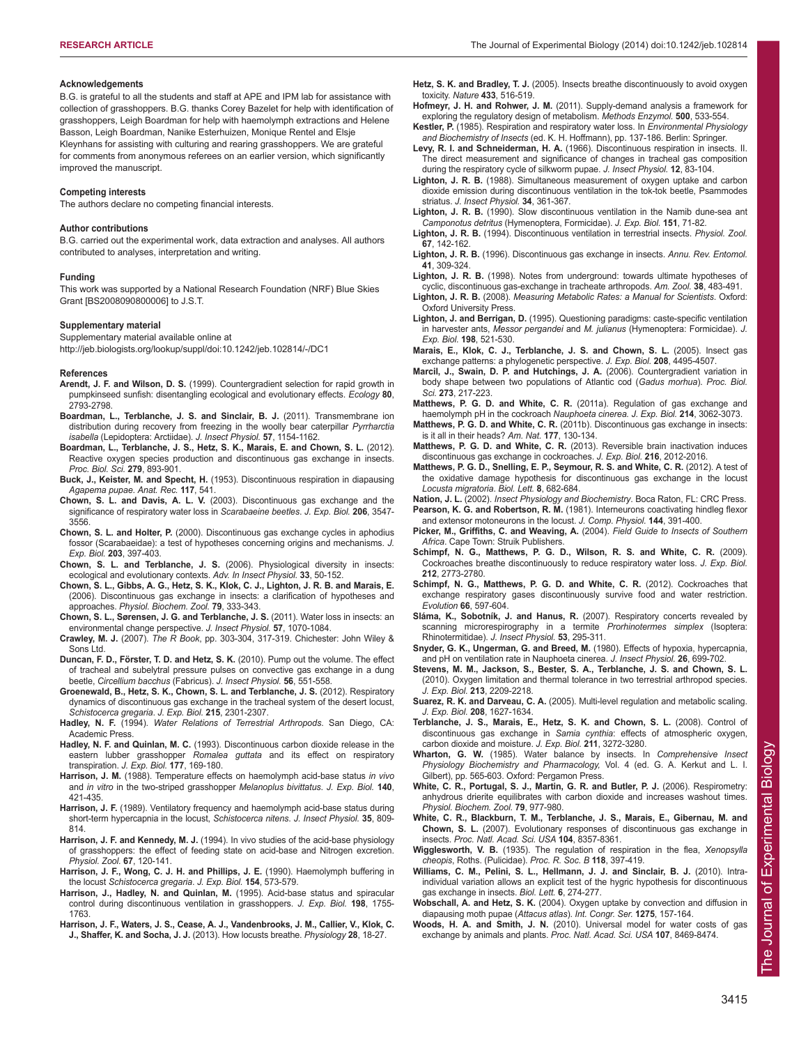### Acknowledgements

B.G. is grateful to all the students and staff at APE and IPM lab for assistance with collection of grasshoppers. B.G. thanks Corey Bazelet for help with identification of grasshoppers, Leigh Boardman for help with haemolymph extractions and Helene Basson, Leigh Boardman, Nanike Esterhuizen, Monique Rentel and Elsje Kleynhans for assisting with culturing and rearing grasshoppers. We are grateful for comments from anonymous referees on an earlier version, which significantly improved the manuscript.

### Competing interests

The authors declare no competing financial interests.

### Author contributions

B.G. carried out the experimental work, data extraction and analyses. All authors contributed to analyses, interpretation and writing.

### Funding

This work was supported by a National Research Foundation (NRF) Blue Skies Grant [BS2008090800006] to J.S.T.

### Supplementary material

Supplementary material available online at
http://jeb.biologists.org/lookup/suppl/doi:10.1242/jeb.102814/-/DC1

### References

**Arendt, J. F. and Wilson, D. S.** (1999). Countergradient selection for rapid growth in pumpkinseed sunfish: disentangling ecological and evolutionary effects. *Ecology* **80**, 2793-2798.

**Boardman, L., Terblanche, J. S. and Sinclair, B. J.** (2011). Transmembrane ion distribution during recovery from freezing in the woolly bear caterpillar *Pyrrharctia isabella* (Lepidoptera: Arctiidae). *J. Insect Physiol.* **57**, 1154-1162.

**Boardman, L., Terblanche, J. S., Hetz, S. K., Marais, E. and Chown, S. L.** (2012). Reactive oxygen species production and discontinuous gas exchange in insects. *Proc. Biol. Sci.* **279**, 893-901.

**Buck, J., Keister, M. and Specht, H.** (1953). Discontinuous respiration in diapausing *Agapema pupae*. *Anat. Rec.* **117**, 541.

**Chown, S. L. and Davis, A. L. V.** (2003). Discontinuous gas exchange and the significance of respiratory water loss in *Scarabaeine beetles*. *J. Exp. Biol.* **206**, 3547-3556.

**Chown, S. L. and Holter, P.** (2000). Discontinuous gas exchange cycles in aphodius fossor (Scarabaeidae): a test of hypotheses concerning origins and mechanisms. *J. Exp. Biol.* **203**, 397-403.

**Chown, S. L. and Terblanche, J. S.** (2006). Physiological diversity in insects: ecological and evolutionary contexts. *Adv. In Insect Physiol.* **33**, 50-152.

**Chown, S. L., Gibbs, A. G., Hetz, S. K., Klok, C. J., Lighton, J. R. B. and Marais, E.** (2006). Discontinuous gas exchange in insects: a clarification of hypotheses and approaches. *Physiol. Biochem. Zool.* **79**, 333-343.

**Chown, S. L., Sørensen, J. G. and Terblanche, J. S.** (2011). Water loss in insects: an environmental change perspective. *J. Insect Physiol.* **57**, 1070-1084.

**Crawley, M. J.** (2007). *The R Book*, pp. 303-304, 317-319. Chichester: John Wiley & Sons Ltd.

**Duncan, F. D., Förster, T. D. and Hetz, S. K.** (2010). Pump out the volume. The effect of tracheal and subelytral pressure pulses on convective gas exchange in a dung beetle, *Circellium bacchus* (Fabricus). *J. Insect Physiol.* **56**, 551-558.

**Groenewald, B., Hetz, S. K., Chown, S. L. and Terblanche, J. S.** (2012). Respiratory dynamics of discontinuous gas exchange in the tracheal system of the desert locust, *Schistocerca gregaria*. *J. Exp. Biol.* **215**, 2301-2307.

**Hadley, N. F.** (1994). *Water Relations of Terrestrial Arthropods*. San Diego, CA: Academic Press.

**Hadley, N. F. and Quinlan, M. C.** (1993). Discontinuous carbon dioxide release in the eastern lubber grasshopper *Romalea guttata* and its effect on respiratory transpiration. *J. Exp. Biol.* **177**, 169-180.

**Harrison, J. M.** (1988). Temperature effects on haemolymph acid-base status *in vivo* and *in vitro* in the two-striped grasshopper *Melanoplus bivittatus*. *J. Exp. Biol.* **140**, 421-435.

**Harrison, J. F.** (1989). Ventilatory frequency and haemolymph acid-base status during short-term hypercapnia in the locust, *Schistocerca nitens*. *J. Insect Physiol.* **35**, 809-814.

**Harrison, J. F. and Kennedy, M. J.** (1994). In vivo studies of the acid-base physiology of grasshoppers: the effect of feeding state on acid-base and Nitrogen excretion. *Physiol. Zool.* **67**, 120-141.

**Harrison, J. F., Wong, C. J. H. and Phillips, J. E.** (1990). Haemolymph buffering in the locust *Schistocerca gregaria*. *J. Exp. Biol.* **154**, 573-579.

**Harrison, J., Hadley, N. and Quinlan, M.** (1995). Acid-base status and spiracular control during discontinuous ventilation in grasshoppers. *J. Exp. Biol.* **198**, 1755-1763.

**Harrison, J. F., Waters, J. S., Cease, A. J., Vandenbrooks, J. M., Callier, V., Klok, C. J., Shaffer, K. and Socha, J. J.** (2013). How locusts breathe. *Physiology* **28**, 18-27.

**Hetz, S. K. and Bradley, T. J.** (2005). Insects breathe discontinuously to avoid oxygen toxicity. *Nature* **433**, 516-519.

**Hofmeyr, J. H. and Rohwer, J. M.** (2011). Supply-demand analysis a framework for exploring the regulatory design of metabolism. *Methods Enzymol.* **500**, 533-554.

**Kestler, P.** (1985). Respiration and respiratory water loss. In *Environmental Physiology and Biochemistry of Insects* (ed. K. H. Hoffmann), pp. 137-186. Berlin: Springer.

**Levy, R. I. and Schneiderman, H. A.** (1966). Discontinuous respiration in insects. II. The direct measurement and significance of changes in tracheal gas composition during the respiratory cycle of silkworm pupae. *J. Insect Physiol.* **12**, 83-104.

**Lighton, J. R. B.** (1988). Simultaneous measurement of oxygen uptake and carbon dioxide emission during discontinuous ventilation in the tok-tok beetle, Psammodes striatus. *J. Insect Physiol.* **34**, 361-367.

**Lighton, J. R. B.** (1990). Slow discontinuous ventilation in the Namib dune-sea ant *Camponotus detritus* (Hymenoptera, Formicidae). *J. Exp. Biol.* **151**, 71-82.

**Lighton, J. R. B.** (1994). Discontinuous ventilation in terrestrial insects. *Physiol. Zool.* **67**, 142-162.

**Lighton, J. R. B.** (1996). Discontinuous gas exchange in insects. *Annu. Rev. Entomol.* **41**, 309-324.

**Lighton, J. R. B.** (1998). Notes from underground: towards ultimate hypotheses of cyclic, discontinuous gas-exchange in tracheate arthropods. *Am. Zool.* **38**, 483-491.

**Lighton, J. R. B.** (2008). *Measuring Metabolic Rates: a Manual for Scientists*. Oxford: Oxford University Press.

**Lighton, J. and Berrigan, D.** (1995). Questioning paradigms: caste-specific ventilation in harvester ants, *Messor pergandei* and *M. julianus* (Hymenoptera: Formicidae). *J. Exp. Biol.* **198**, 521-530.

**Marais, E., Klok, C. J., Terblanche, J. S. and Chown, S. L.** (2005). Insect gas exchange patterns: a phylogenetic perspective. *J. Exp. Biol.* **208**, 4495-4507.

**Marcil, J., Swain, D. P. and Hutchings, J. A.** (2006). Countergradient variation in body shape between two populations of Atlantic cod (*Gadus morhua*). *Proc. Biol. Sci.* **273**, 217-223.

**Matthews, P. G. D. and White, C. R.** (2011a). Regulation of gas exchange and haemolymph pH in the cockroach *Nauphoeta cinerea*. *J. Exp. Biol.* **214**, 3062-3073.

**Matthews, P. G. D. and White, C. R.** (2011b). Discontinuous gas exchange in insects: is it all in their heads? *Am. Nat.* **177**, 130-134.

**Matthews, P. G. D. and White, C. R.** (2013). Reversible brain inactivation induces discontinuous gas exchange in cockroaches. *J. Exp. Biol.* **216**, 2012-2016.

**Matthews, P. G. D., Snelling, E. P., Seymour, R. S. and White, C. R.** (2012). A test of the oxidative damage hypothesis for discontinuous gas exchange in the locust *Locusta migratoria*. *Biol. Lett.* **8**, 682-684.

**Nation, J. L.** (2002). *Insect Physiology and Biochemistry*. Boca Raton, FL: CRC Press.

**Pearson, K. G. and Robertson, R. M.** (1981). Interneurons coactivating hindleg flexor and extensor motoneurons in the locust. *J. Comp. Physiol.* **144**, 391-400.

**Picker, M., Griffiths, C. and Weaving, A.** (2004). *Field Guide to Insects of Southern Africa*. Cape Town: Struik Publishers.

**Schimpf, N. G., Matthews, P. G. D., Wilson, R. S. and White, C. R.** (2009). Cockroaches breathe discontinuously to reduce respiratory water loss. *J. Exp. Biol.* **212**, 2773-2780.

**Schimpf, N. G., Matthews, P. G. D. and White, C. R.** (2012). Cockroaches that exchange respiratory gases discontinuously survive food and water restriction. *Evolution* **66**, 597-604.

**Sláma, K., Sobotník, J. and Hanus, R.** (2007). Respiratory concerts revealed by scanning microrespirography in a termite *Prorhinotermes simplex* (Isoptera: Rhinotermitidae). *J. Insect Physiol.* **53**, 295-311.

**Snyder, G. K., Ungerman, G. and Breed, M.** (1980). Effects of hypoxia, hypercapnia, and pH on ventilation rate in Nauphoeta cinerea. *J. Insect Physiol.* **26**, 699-702.

**Stevens, M. M., Jackson, S., Bester, S. A., Terblanche, J. S. and Chown, S. L.** (2010). Oxygen limitation and thermal tolerance in two terrestrial arthropod species. *J. Exp. Biol.* **213**, 2209-2218.

**Suarez, R. K. and Darveau, C. A.** (2005). Multi-level regulation and metabolic scaling. *J. Exp. Biol.* **208**, 1627-1634.

**Terblanche, J. S., Marais, E., Hetz, S. K. and Chown, S. L.** (2008). Control of discontinuous gas exchange in *Samia cynthia*: effects of atmospheric oxygen, carbon dioxide and moisture. *J. Exp. Biol.* **211**, 3272-3280.

**Wharton, G. W.** (1985). Water balance by insects. In *Comprehensive Insect Physiology Biochemistry and Pharmacology*, Vol. 4 (ed. G. A. Kerkut and L. I. Gilbert), pp. 565-603. Oxford: Pergamon Press.

**White, C. R., Portugal, S. J., Martin, G. R. and Butler, P. J.** (2006). Respirometry: anhydrous drierite equilibrates with carbon dioxide and increases washout times. *Physiol. Biochem. Zool.* **79**, 977-980.

**White, C. R., Blackburn, T. M., Terblanche, J. S., Marais, E., Gibernau, M. and Chown, S. L.** (2007). Evolutionary responses of discontinuous gas exchange in insects. *Proc. Natl. Acad. Sci. USA* **104**, 8357-8361.

**Wigglesworth, V. B.** (1935). The regulation of respiration in the flea, *Xenopsylla cheopis*, Roths. (Pulicidae). *Proc. R. Soc. B* **118**, 397-419.

**Williams, C. M., Pelini, S. L., Hellmann, J. J. and Sinclair, B. J.** (2010). Intra-individual variation allows an explicit test of the hygric hypothesis for discontinuous gas exchange in insects. *Biol. Lett.* **6**, 274-277.

**Wobschall, A. and Hetz, S. K.** (2004). Oxygen uptake by convection and diffusion in diapausing moth pupae (*Attacus atlas*). *Int. Congr. Ser.* **1275**, 157-164.

**Woods, H. A. and Smith, J. N.** (2010). Universal model for water costs of gas exchange by animals and plants. *Proc. Natl. Acad. Sci. USA* **107**, 8469-8474.